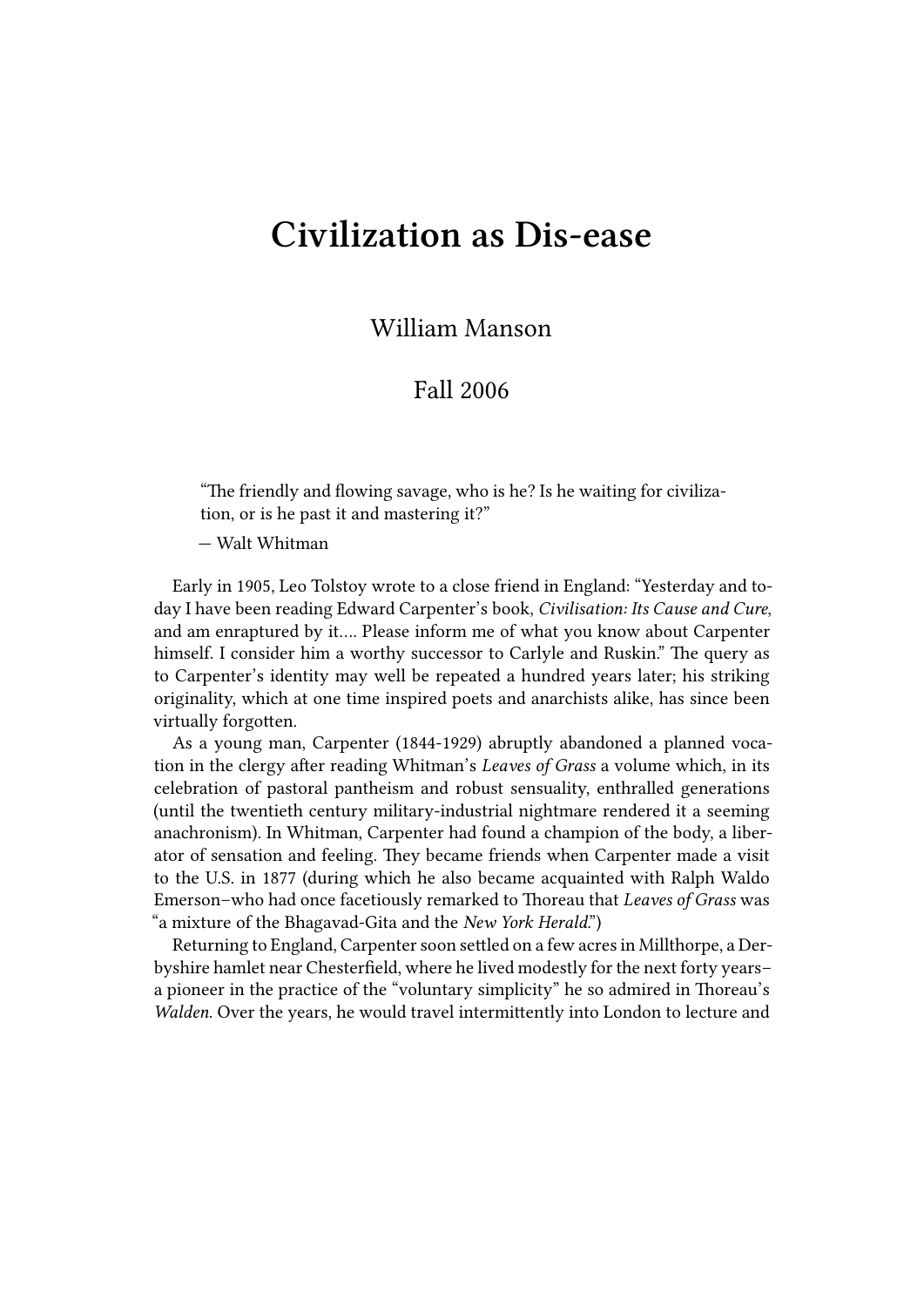# Civilization as Dis-ease

William Manson

Fall 2006

> "The friendly and flowing savage, who is he? Is he waiting for civilization, or is he past it and mastering it?"
>
> — Walt Whitman

Early in 1905, Leo Tolstoy wrote to a close friend in England: "Yesterday and today I have been reading Edward Carpenter's book, *Civilisation: Its Cause and Cure*, and am enraptured by it.... Please inform me of what you know about Carpenter himself. I consider him a worthy successor to Carlyle and Ruskin." The query as to Carpenter's identity may well be repeated a hundred years later; his striking originality, which at one time inspired poets and anarchists alike, has since been virtually forgotten.

As a young man, Carpenter (1844-1929) abruptly abandoned a planned vocation in the clergy after reading Whitman's *Leaves of Grass* a volume which, in its celebration of pastoral pantheism and robust sensuality, enthralled generations (until the twentieth century military-industrial nightmare rendered it a seeming anachronism). In Whitman, Carpenter had found a champion of the body, a liberator of sensation and feeling. They became friends when Carpenter made a visit to the U.S. in 1877 (during which he also became acquainted with Ralph Waldo Emerson–who had once facetiously remarked to Thoreau that *Leaves of Grass* was "a mixture of the Bhagavad-Gita and the *New York Herald*.")

Returning to England, Carpenter soon settled on a few acres in Millthorpe, a Derbyshire hamlet near Chesterfield, where he lived modestly for the next forty years–a pioneer in the practice of the "voluntary simplicity" he so admired in Thoreau's *Walden*. Over the years, he would travel intermittently into London to lecture and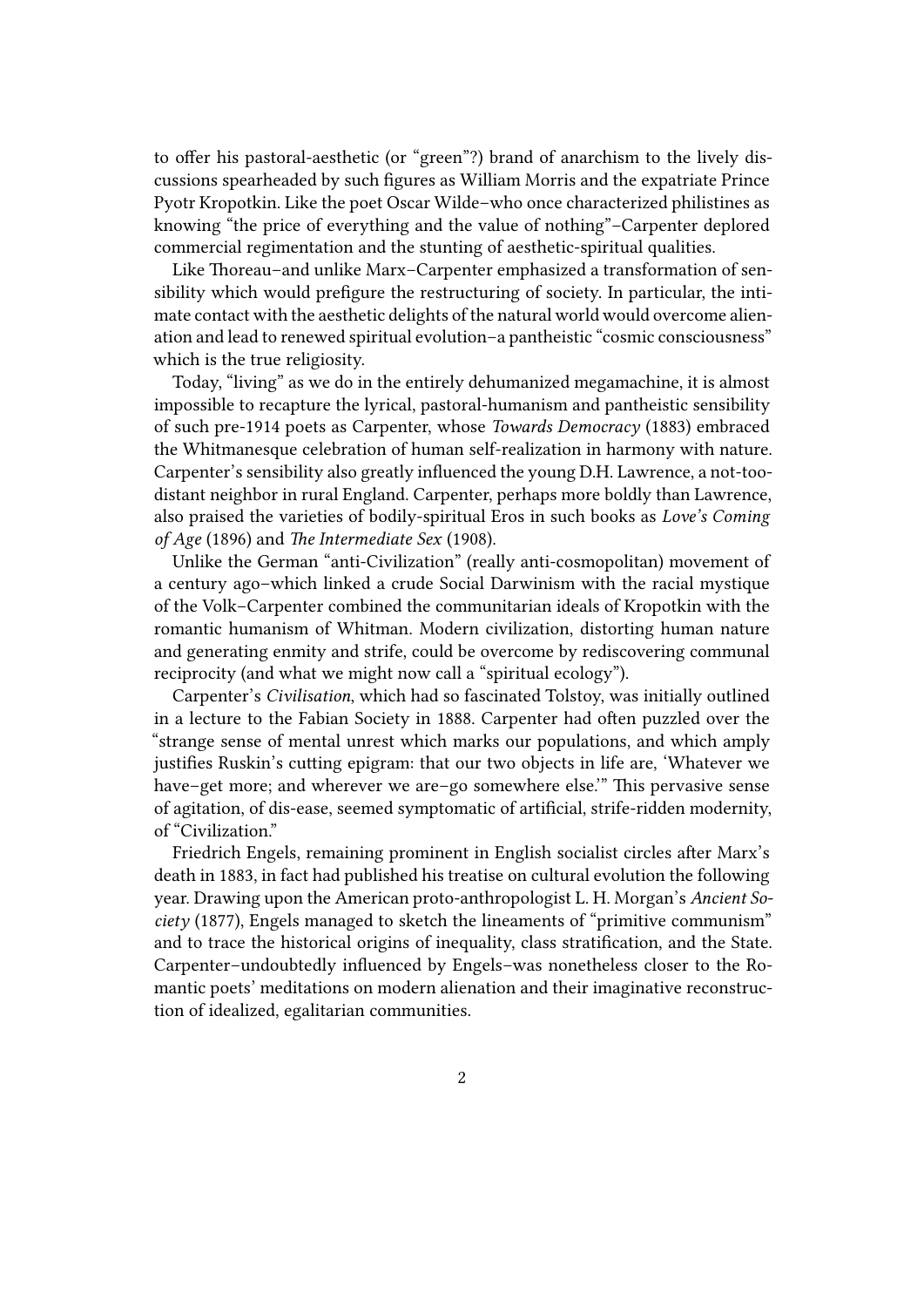to offer his pastoral-aesthetic (or "green"?) brand of anarchism to the lively discussions spearheaded by such figures as William Morris and the expatriate Prince Pyotr Kropotkin. Like the poet Oscar Wilde–who once characterized philistines as knowing "the price of everything and the value of nothing"–Carpenter deplored commercial regimentation and the stunting of aesthetic-spiritual qualities.

Like Thoreau–and unlike Marx–Carpenter emphasized a transformation of sensibility which would prefigure the restructuring of society. In particular, the intimate contact with the aesthetic delights of the natural world would overcome alienation and lead to renewed spiritual evolution–a pantheistic "cosmic consciousness" which is the true religiosity.

Today, "living" as we do in the entirely dehumanized megamachine, it is almost impossible to recapture the lyrical, pastoral-humanism and pantheistic sensibility of such pre-1914 poets as Carpenter, whose *Towards Democracy* (1883) embraced the Whitmanesque celebration of human self-realization in harmony with nature. Carpenter's sensibility also greatly influenced the young D.H. Lawrence, a not-too-distant neighbor in rural England. Carpenter, perhaps more boldly than Lawrence, also praised the varieties of bodily-spiritual Eros in such books as *Love's Coming of Age* (1896) and *The Intermediate Sex* (1908).

Unlike the German "anti-Civilization" (really anti-cosmopolitan) movement of a century ago–which linked a crude Social Darwinism with the racial mystique of the Volk–Carpenter combined the communitarian ideals of Kropotkin with the romantic humanism of Whitman. Modern civilization, distorting human nature and generating enmity and strife, could be overcome by rediscovering communal reciprocity (and what we might now call a "spiritual ecology").

Carpenter's *Civilisation*, which had so fascinated Tolstoy, was initially outlined in a lecture to the Fabian Society in 1888. Carpenter had often puzzled over the "strange sense of mental unrest which marks our populations, and which amply justifies Ruskin's cutting epigram: that our two objects in life are, 'Whatever we have–get more; and wherever we are–go somewhere else.'" This pervasive sense of agitation, of dis-ease, seemed symptomatic of artificial, strife-ridden modernity, of "Civilization."

Friedrich Engels, remaining prominent in English socialist circles after Marx's death in 1883, in fact had published his treatise on cultural evolution the following year. Drawing upon the American proto-anthropologist L. H. Morgan's *Ancient Society* (1877), Engels managed to sketch the lineaments of "primitive communism" and to trace the historical origins of inequality, class stratification, and the State. Carpenter–undoubtedly influenced by Engels–was nonetheless closer to the Romantic poets' meditations on modern alienation and their imaginative reconstruction of idealized, egalitarian communities.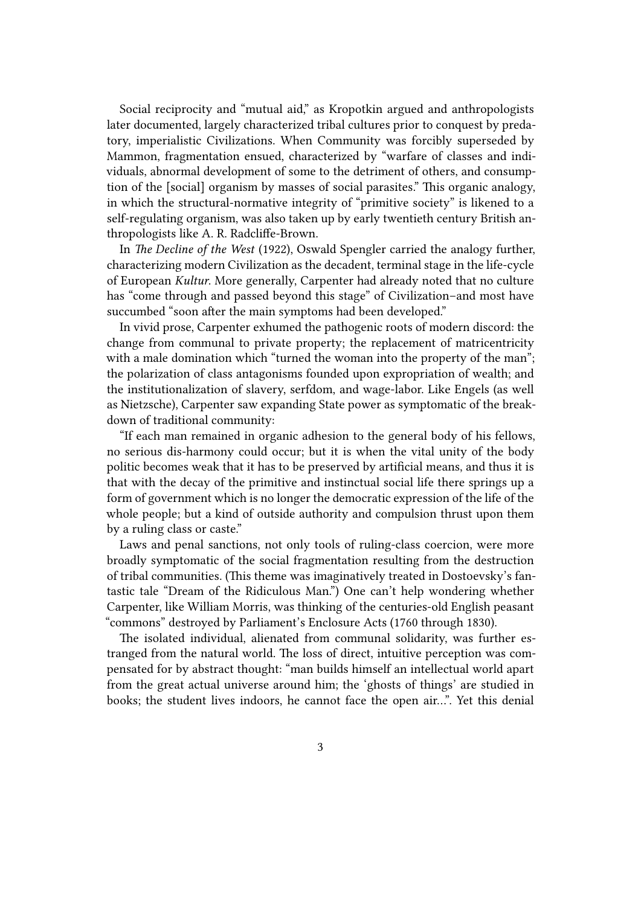Social reciprocity and "mutual aid," as Kropotkin argued and anthropologists later documented, largely characterized tribal cultures prior to conquest by predatory, imperialistic Civilizations. When Community was forcibly superseded by Mammon, fragmentation ensued, characterized by "warfare of classes and individuals, abnormal development of some to the detriment of others, and consumption of the [social] organism by masses of social parasites." This organic analogy, in which the structural-normative integrity of "primitive society" is likened to a self-regulating organism, was also taken up by early twentieth century British anthropologists like A. R. Radcliffe-Brown.

In *The Decline of the West* (1922), Oswald Spengler carried the analogy further, characterizing modern Civilization as the decadent, terminal stage in the life-cycle of European *Kultur*. More generally, Carpenter had already noted that no culture has "come through and passed beyond this stage" of Civilization–and most have succumbed "soon after the main symptoms had been developed."

In vivid prose, Carpenter exhumed the pathogenic roots of modern discord: the change from communal to private property; the replacement of matricentricity with a male domination which "turned the woman into the property of the man"; the polarization of class antagonisms founded upon expropriation of wealth; and the institutionalization of slavery, serfdom, and wage-labor. Like Engels (as well as Nietzsche), Carpenter saw expanding State power as symptomatic of the breakdown of traditional community:

"If each man remained in organic adhesion to the general body of his fellows, no serious dis-harmony could occur; but it is when the vital unity of the body politic becomes weak that it has to be preserved by artificial means, and thus it is that with the decay of the primitive and instinctual social life there springs up a form of government which is no longer the democratic expression of the life of the whole people; but a kind of outside authority and compulsion thrust upon them by a ruling class or caste."

Laws and penal sanctions, not only tools of ruling-class coercion, were more broadly symptomatic of the social fragmentation resulting from the destruction of tribal communities. (This theme was imaginatively treated in Dostoevsky's fantastic tale "Dream of the Ridiculous Man.") One can't help wondering whether Carpenter, like William Morris, was thinking of the centuries-old English peasant "commons" destroyed by Parliament's Enclosure Acts (1760 through 1830).

The isolated individual, alienated from communal solidarity, was further estranged from the natural world. The loss of direct, intuitive perception was compensated for by abstract thought: "man builds himself an intellectual world apart from the great actual universe around him; the 'ghosts of things' are studied in books; the student lives indoors, he cannot face the open air…". Yet this denial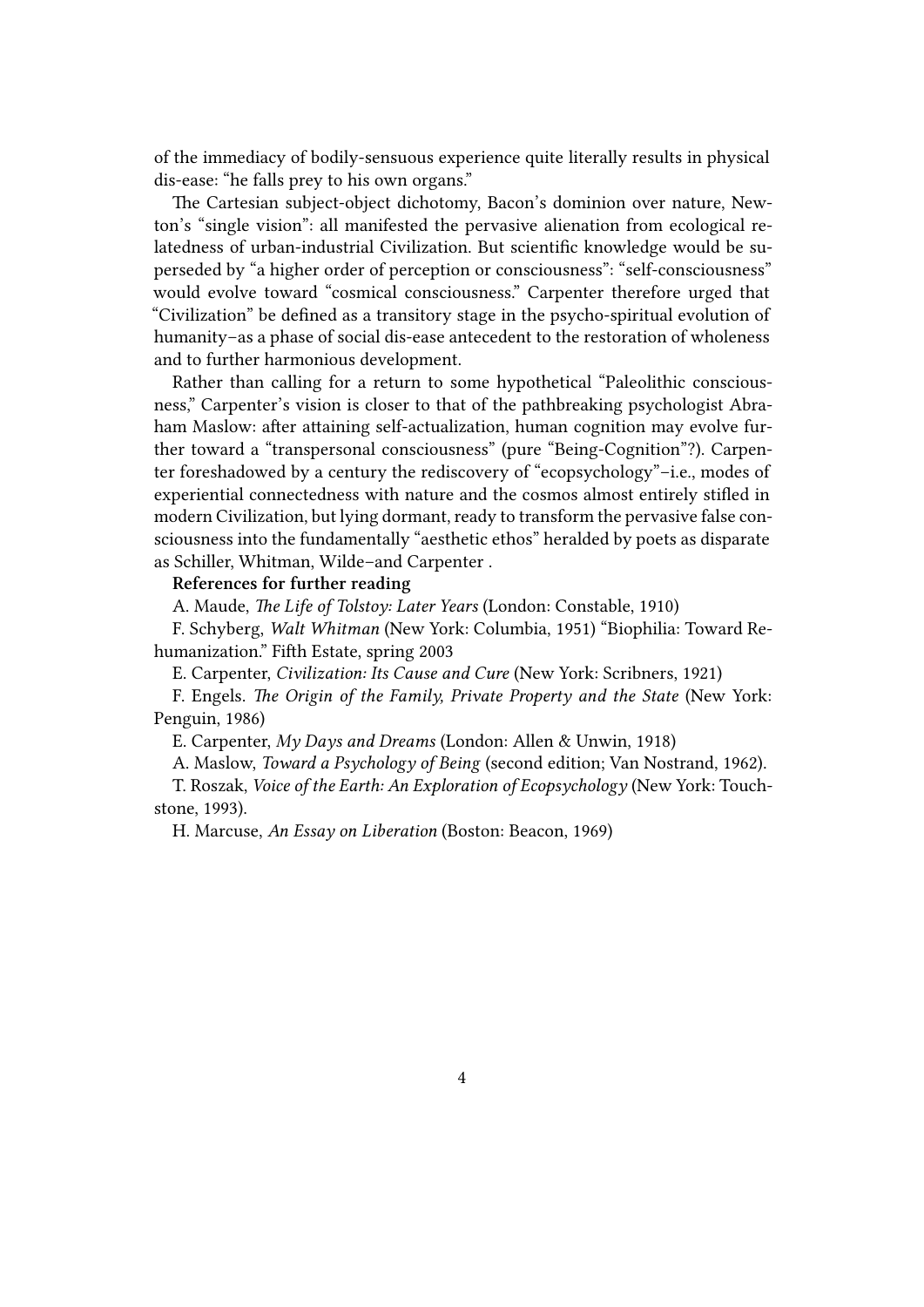of the immediacy of bodily-sensuous experience quite literally results in physical dis-ease: "he falls prey to his own organs."

The Cartesian subject-object dichotomy, Bacon's dominion over nature, Newton's "single vision": all manifested the pervasive alienation from ecological relatedness of urban-industrial Civilization. But scientific knowledge would be superseded by "a higher order of perception or consciousness": "self-consciousness" would evolve toward "cosmical consciousness." Carpenter therefore urged that "Civilization" be defined as a transitory stage in the psycho-spiritual evolution of humanity–as a phase of social dis-ease antecedent to the restoration of wholeness and to further harmonious development.

Rather than calling for a return to some hypothetical "Paleolithic consciousness," Carpenter's vision is closer to that of the pathbreaking psychologist Abraham Maslow: after attaining self-actualization, human cognition may evolve further toward a "transpersonal consciousness" (pure "Being-Cognition"?). Carpenter foreshadowed by a century the rediscovery of "ecopsychology"–i.e., modes of experiential connectedness with nature and the cosmos almost entirely stifled in modern Civilization, but lying dormant, ready to transform the pervasive false consciousness into the fundamentally "aesthetic ethos" heralded by poets as disparate as Schiller, Whitman, Wilde–and Carpenter .

**References for further reading**

A. Maude, *The Life of Tolstoy: Later Years* (London: Constable, 1910)

F. Schyberg, *Walt Whitman* (New York: Columbia, 1951) "Biophilia: Toward Rehumanization." Fifth Estate, spring 2003

E. Carpenter, *Civilization: Its Cause and Cure* (New York: Scribners, 1921)

F. Engels. *The Origin of the Family, Private Property and the State* (New York: Penguin, 1986)

E. Carpenter, *My Days and Dreams* (London: Allen & Unwin, 1918)

A. Maslow, *Toward a Psychology of Being* (second edition; Van Nostrand, 1962).

T. Roszak, *Voice of the Earth: An Exploration of Ecopsychology* (New York: Touchstone, 1993).

H. Marcuse, *An Essay on Liberation* (Boston: Beacon, 1969)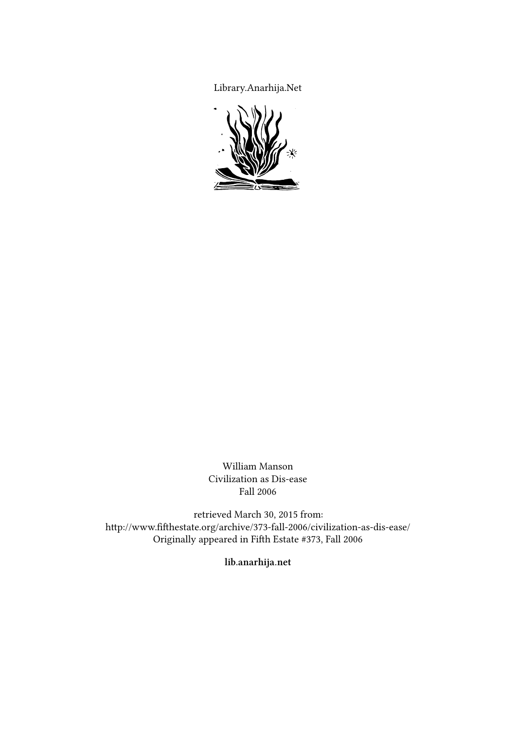Library.Anarhija.Net

William Manson
Civilization as Dis-ease
Fall 2006

retrieved March 30, 2015 from:
http://www.fifthestate.org/archive/373-fall-2006/civilization-as-dis-ease/
Originally appeared in Fifth Estate #373, Fall 2006

**lib.anarhija.net**